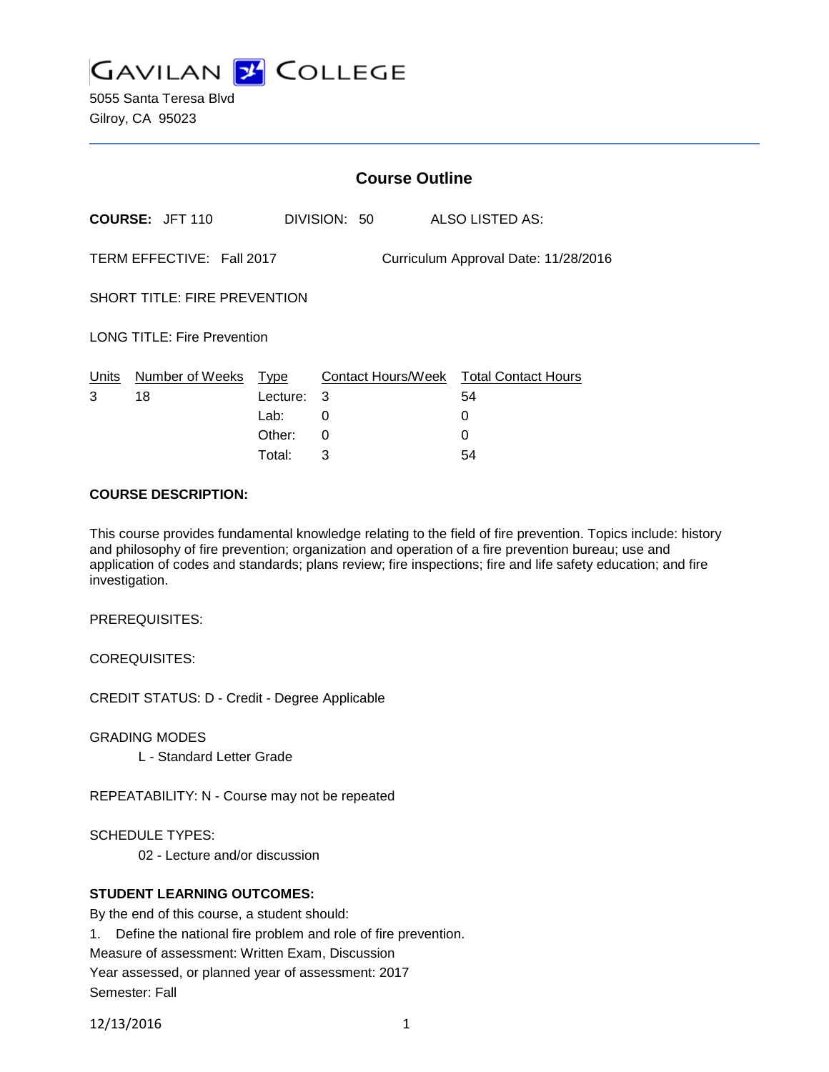# GAVILAN COLLEGE

5055 Santa Teresa Blvd
Gilroy, CA 95023

## Course Outline

**COURSE:** JFT 110 DIVISION: 50 ALSO LISTED AS:

TERM EFFECTIVE: Fall 2017 Curriculum Approval Date: 11/28/2016

SHORT TITLE: FIRE PREVENTION

LONG TITLE: Fire Prevention

| Units | Number of Weeks | Type | Contact Hours/Week | Total Contact Hours |
|---|---|---|---|---|
| 3 | 18 | Lecture: | 3 | 54 |
| | | Lab: | 0 | 0 |
| | | Other: | 0 | 0 |
| | | Total: | 3 | 54 |

**COURSE DESCRIPTION:**

This course provides fundamental knowledge relating to the field of fire prevention. Topics include: history and philosophy of fire prevention; organization and operation of a fire prevention bureau; use and application of codes and standards; plans review; fire inspections; fire and life safety education; and fire investigation.

PREREQUISITES:

COREQUISITES:

CREDIT STATUS: D - Credit - Degree Applicable

GRADING MODES

L - Standard Letter Grade

REPEATABILITY: N - Course may not be repeated

SCHEDULE TYPES:

02 - Lecture and/or discussion

**STUDENT LEARNING OUTCOMES:**

By the end of this course, a student should:

1. Define the national fire problem and role of fire prevention.

Measure of assessment: Written Exam, Discussion

Year assessed, or planned year of assessment: 2017

Semester: Fall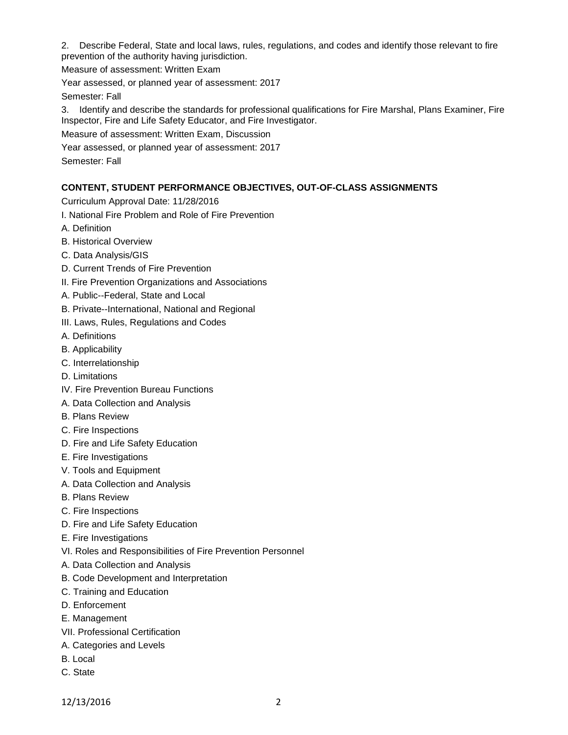2. Describe Federal, State and local laws, rules, regulations, and codes and identify those relevant to fire prevention of the authority having jurisdiction.

Measure of assessment: Written Exam

Year assessed, or planned year of assessment: 2017

Semester: Fall

3. Identify and describe the standards for professional qualifications for Fire Marshal, Plans Examiner, Fire Inspector, Fire and Life Safety Educator, and Fire Investigator.

Measure of assessment: Written Exam, Discussion

Year assessed, or planned year of assessment: 2017

Semester: Fall

## CONTENT, STUDENT PERFORMANCE OBJECTIVES, OUT-OF-CLASS ASSIGNMENTS

Curriculum Approval Date: 11/28/2016

I. National Fire Problem and Role of Fire Prevention

A. Definition

B. Historical Overview

C. Data Analysis/GIS

D. Current Trends of Fire Prevention

II. Fire Prevention Organizations and Associations

A. Public--Federal, State and Local

B. Private--International, National and Regional

III. Laws, Rules, Regulations and Codes

A. Definitions

B. Applicability

C. Interrelationship

D. Limitations

IV. Fire Prevention Bureau Functions

A. Data Collection and Analysis

B. Plans Review

C. Fire Inspections

D. Fire and Life Safety Education

E. Fire Investigations

V. Tools and Equipment

A. Data Collection and Analysis

B. Plans Review

C. Fire Inspections

D. Fire and Life Safety Education

E. Fire Investigations

VI. Roles and Responsibilities of Fire Prevention Personnel

A. Data Collection and Analysis

B. Code Development and Interpretation

C. Training and Education

D. Enforcement

E. Management

VII. Professional Certification

A. Categories and Levels

B. Local

C. State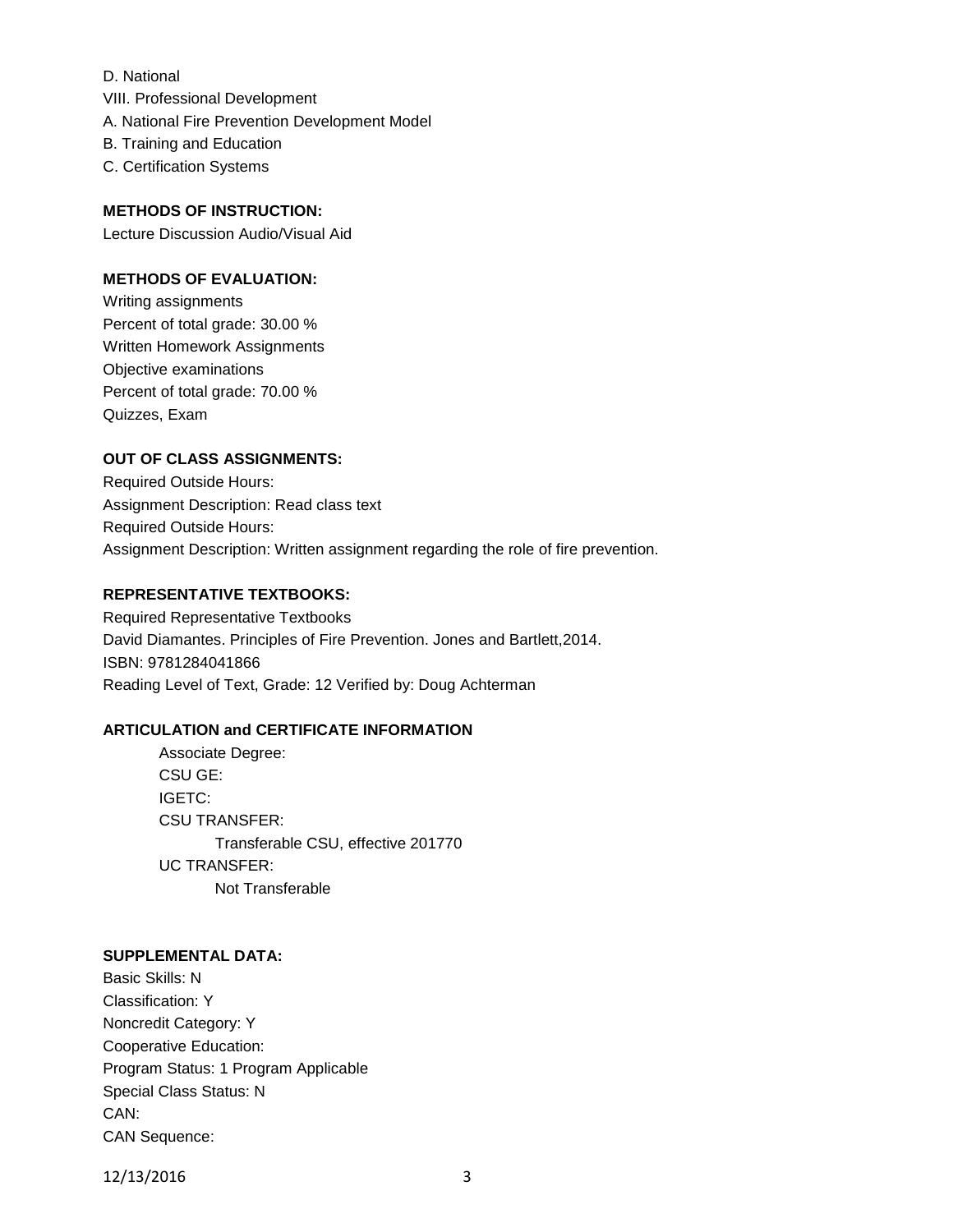D. National

VIII. Professional Development

A. National Fire Prevention Development Model

B. Training and Education

C. Certification Systems

**METHODS OF INSTRUCTION:**

Lecture Discussion Audio/Visual Aid

**METHODS OF EVALUATION:**

Writing assignments

Percent of total grade: 30.00 %

Written Homework Assignments

Objective examinations

Percent of total grade: 70.00 %

Quizzes, Exam

**OUT OF CLASS ASSIGNMENTS:**

Required Outside Hours:

Assignment Description: Read class text

Required Outside Hours:

Assignment Description: Written assignment regarding the role of fire prevention.

**REPRESENTATIVE TEXTBOOKS:**

Required Representative Textbooks

David Diamantes. Principles of Fire Prevention. Jones and Bartlett,2014.

ISBN: 9781284041866

Reading Level of Text, Grade: 12 Verified by: Doug Achterman

**ARTICULATION and CERTIFICATE INFORMATION**

Associate Degree:

CSU GE:

IGETC:

CSU TRANSFER:

Transferable CSU, effective 201770

UC TRANSFER:

Not Transferable

**SUPPLEMENTAL DATA:**

Basic Skills: N

Classification: Y

Noncredit Category: Y

Cooperative Education:

Program Status: 1 Program Applicable

Special Class Status: N

CAN:

CAN Sequence: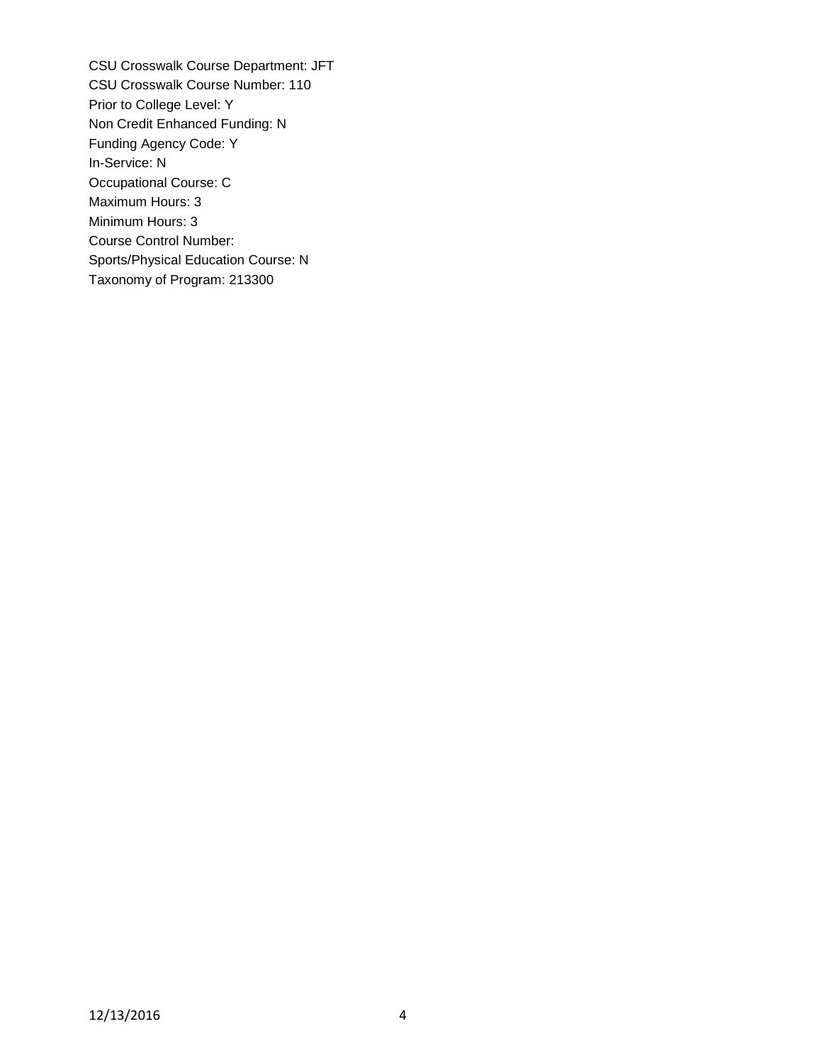CSU Crosswalk Course Department: JFT
CSU Crosswalk Course Number: 110
Prior to College Level: Y
Non Credit Enhanced Funding: N
Funding Agency Code: Y
In-Service: N
Occupational Course: C
Maximum Hours: 3
Minimum Hours: 3
Course Control Number:
Sports/Physical Education Course: N
Taxonomy of Program: 213300